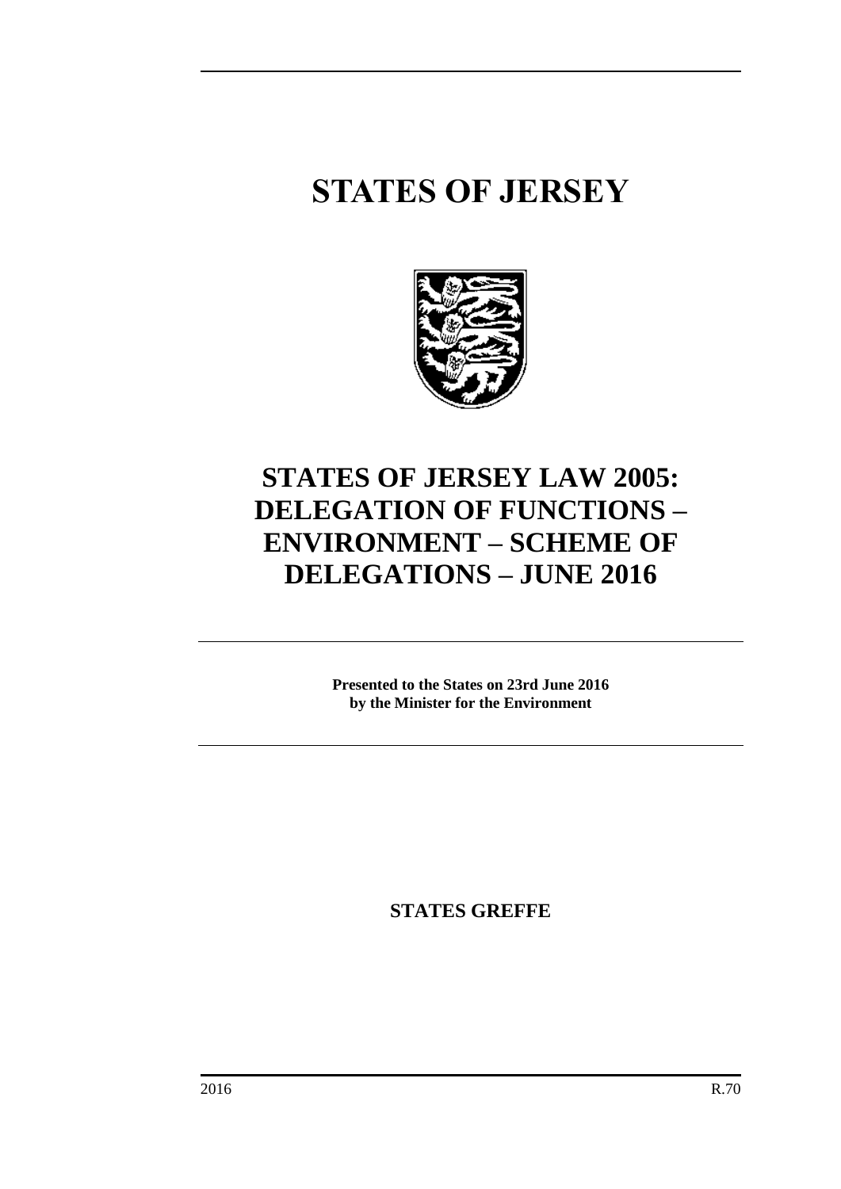# STATES OF JERSEY

# STATES OF JERSEY LAW 2005: DELEGATION OF FUNCTIONS – ENVIRONMENT – SCHEME OF DELEGATIONS – JUNE 2016

**Presented to the States on 23rd June 2016 by the Minister for the Environment**

**STATES GREFFE**

2016 R.70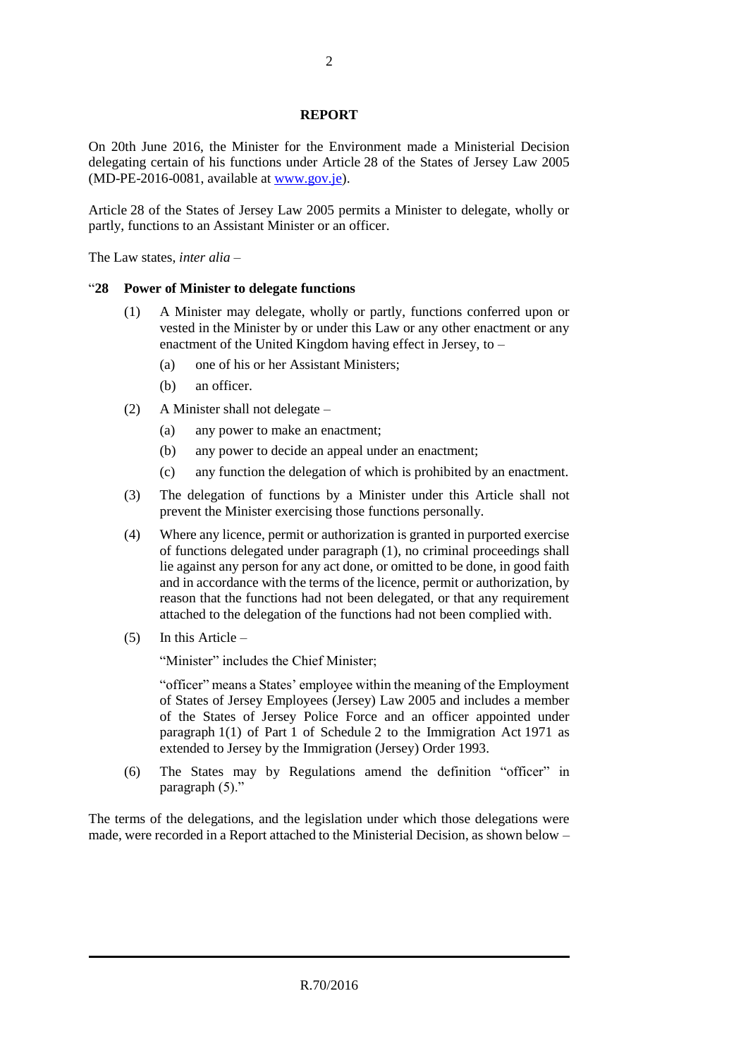## REPORT

On 20th June 2016, the Minister for the Environment made a Ministerial Decision delegating certain of his functions under Article 28 of the States of Jersey Law 2005 (MD-PE-2016-0081, available at [www.gov.je](www.gov.je)).

Article 28 of the States of Jersey Law 2005 permits a Minister to delegate, wholly or partly, functions to an Assistant Minister or an officer.

The Law states, *inter alia* –

"**28 Power of Minister to delegate functions**

(1) A Minister may delegate, wholly or partly, functions conferred upon or vested in the Minister by or under this Law or any other enactment or any enactment of the United Kingdom having effect in Jersey, to –

- (a) one of his or her Assistant Ministers;
- (b) an officer.

(2) A Minister shall not delegate –

- (a) any power to make an enactment;
- (b) any power to decide an appeal under an enactment;
- (c) any function the delegation of which is prohibited by an enactment.

(3) The delegation of functions by a Minister under this Article shall not prevent the Minister exercising those functions personally.

(4) Where any licence, permit or authorization is granted in purported exercise of functions delegated under paragraph (1), no criminal proceedings shall lie against any person for any act done, or omitted to be done, in good faith and in accordance with the terms of the licence, permit or authorization, by reason that the functions had not been delegated, or that any requirement attached to the delegation of the functions had not been complied with.

(5) In this Article –

"Minister" includes the Chief Minister;

"officer" means a States' employee within the meaning of the Employment of States of Jersey Employees (Jersey) Law 2005 and includes a member of the States of Jersey Police Force and an officer appointed under paragraph 1(1) of Part 1 of Schedule 2 to the Immigration Act 1971 as extended to Jersey by the Immigration (Jersey) Order 1993.

(6) The States may by Regulations amend the definition "officer" in paragraph (5)."

The terms of the delegations, and the legislation under which those delegations were made, were recorded in a Report attached to the Ministerial Decision, as shown below –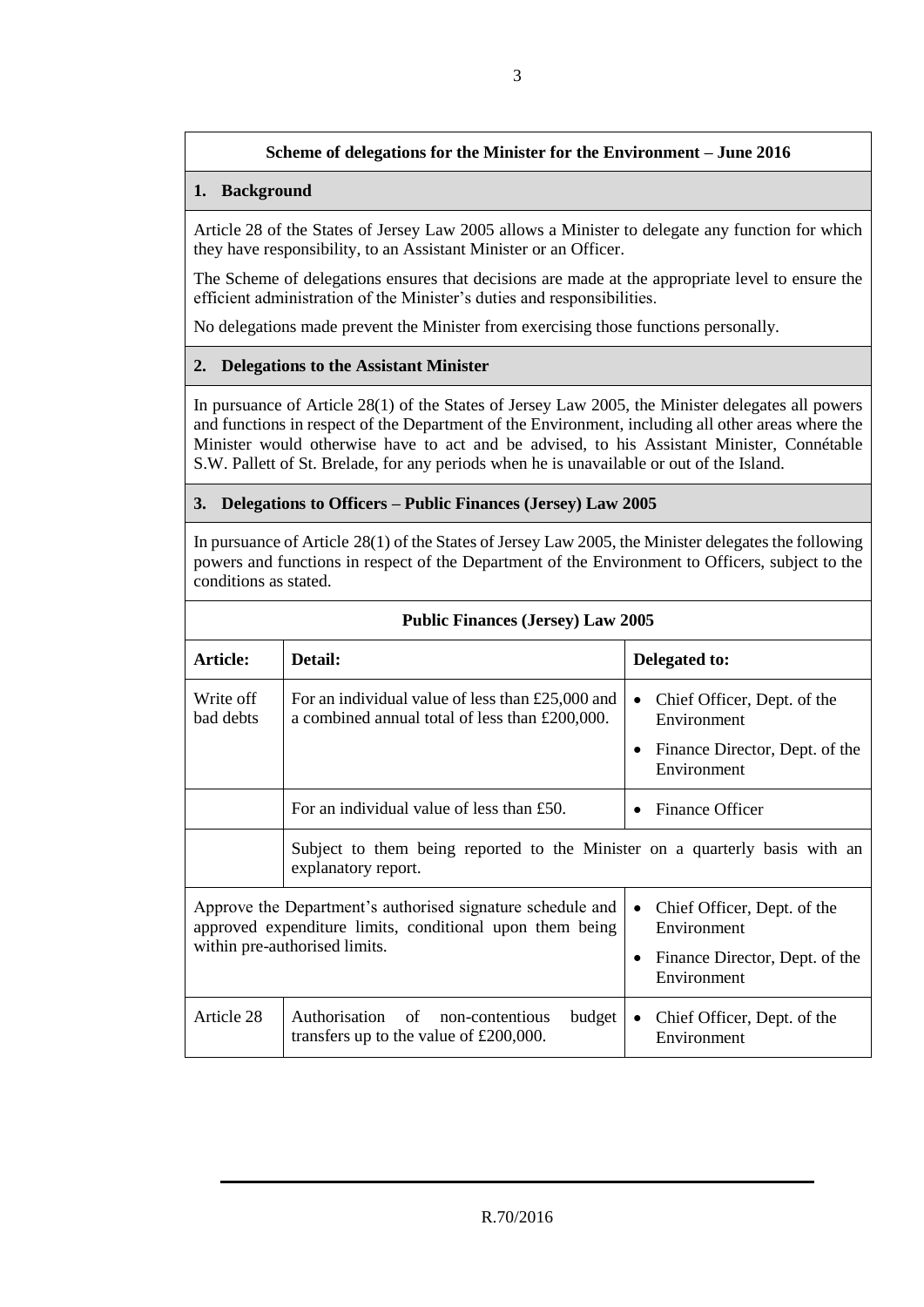## Scheme of delegations for the Minister for the Environment – June 2016

### 1. Background

Article 28 of the States of Jersey Law 2005 allows a Minister to delegate any function for which they have responsibility, to an Assistant Minister or an Officer.

The Scheme of delegations ensures that decisions are made at the appropriate level to ensure the efficient administration of the Minister's duties and responsibilities.

No delegations made prevent the Minister from exercising those functions personally.

### 2. Delegations to the Assistant Minister

In pursuance of Article 28(1) of the States of Jersey Law 2005, the Minister delegates all powers and functions in respect of the Department of the Environment, including all other areas where the Minister would otherwise have to act and be advised, to his Assistant Minister, Connétable S.W. Pallett of St. Brelade, for any periods when he is unavailable or out of the Island.

### 3. Delegations to Officers – Public Finances (Jersey) Law 2005

In pursuance of Article 28(1) of the States of Jersey Law 2005, the Minister delegates the following powers and functions in respect of the Department of the Environment to Officers, subject to the conditions as stated.

**Public Finances (Jersey) Law 2005**

| Article: | Detail: | Delegated to: |
|---|---|---|
| Write off bad debts | For an individual value of less than £25,000 and a combined annual total of less than £200,000. | • Chief Officer, Dept. of the Environment<br>• Finance Director, Dept. of the Environment |
| | For an individual value of less than £50. | • Finance Officer |
| | Subject to them being reported to the Minister on a quarterly basis with an explanatory report. | |
| Approve the Department's authorised signature schedule and approved expenditure limits, conditional upon them being within pre-authorised limits. | | • Chief Officer, Dept. of the Environment<br>• Finance Director, Dept. of the Environment |
| Article 28 | Authorisation of non-contentious budget transfers up to the value of £200,000. | • Chief Officer, Dept. of the Environment |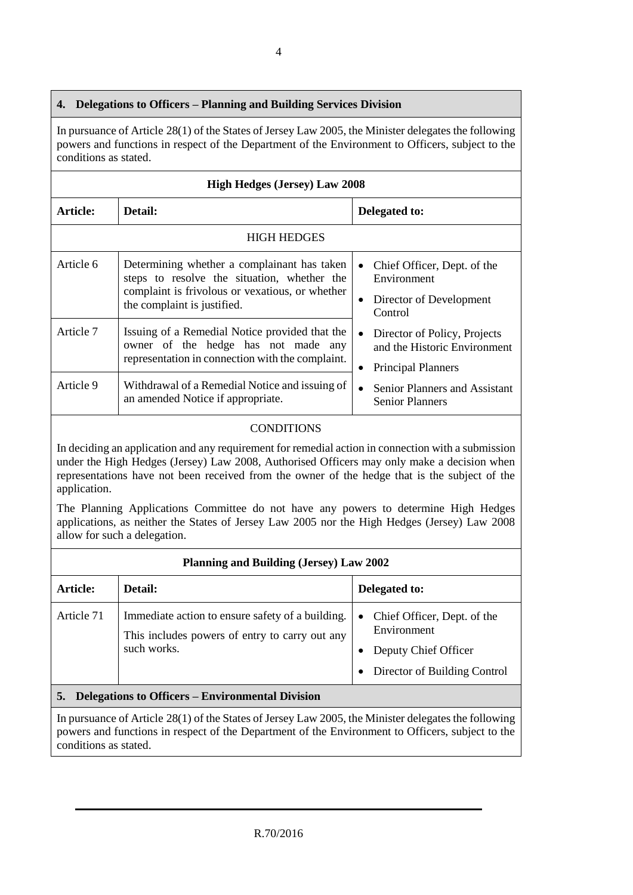## 4. Delegations to Officers – Planning and Building Services Division

In pursuance of Article 28(1) of the States of Jersey Law 2005, the Minister delegates the following powers and functions in respect of the Department of the Environment to Officers, subject to the conditions as stated.

**High Hedges (Jersey) Law 2008**

| Article: | Detail: | Delegated to: |
|---|---|---|
| HIGH HEDGES | | |
| Article 6 | Determining whether a complainant has taken steps to resolve the situation, whether the complaint is frivolous or vexatious, or whether the complaint is justified. | • Chief Officer, Dept. of the Environment<br>• Director of Development Control<br>• Director of Policy, Projects and the Historic Environment<br>• Principal Planners<br>• Senior Planners and Assistant Senior Planners |
| Article 7 | Issuing of a Remedial Notice provided that the owner of the hedge has not made any representation in connection with the complaint. | |
| Article 9 | Withdrawal of a Remedial Notice and issuing of an amended Notice if appropriate. | |

CONDITIONS

In deciding an application and any requirement for remedial action in connection with a submission under the High Hedges (Jersey) Law 2008, Authorised Officers may only make a decision when representations have not been received from the owner of the hedge that is the subject of the application.

The Planning Applications Committee do not have any powers to determine High Hedges applications, as neither the States of Jersey Law 2005 nor the High Hedges (Jersey) Law 2008 allow for such a delegation.

**Planning and Building (Jersey) Law 2002**

| Article: | Detail: | Delegated to: |
|---|---|---|
| Article 71 | Immediate action to ensure safety of a building.<br>This includes powers of entry to carry out any such works. | • Chief Officer, Dept. of the Environment<br>• Deputy Chief Officer<br>• Director of Building Control |

## 5. Delegations to Officers – Environmental Division

In pursuance of Article 28(1) of the States of Jersey Law 2005, the Minister delegates the following powers and functions in respect of the Department of the Environment to Officers, subject to the conditions as stated.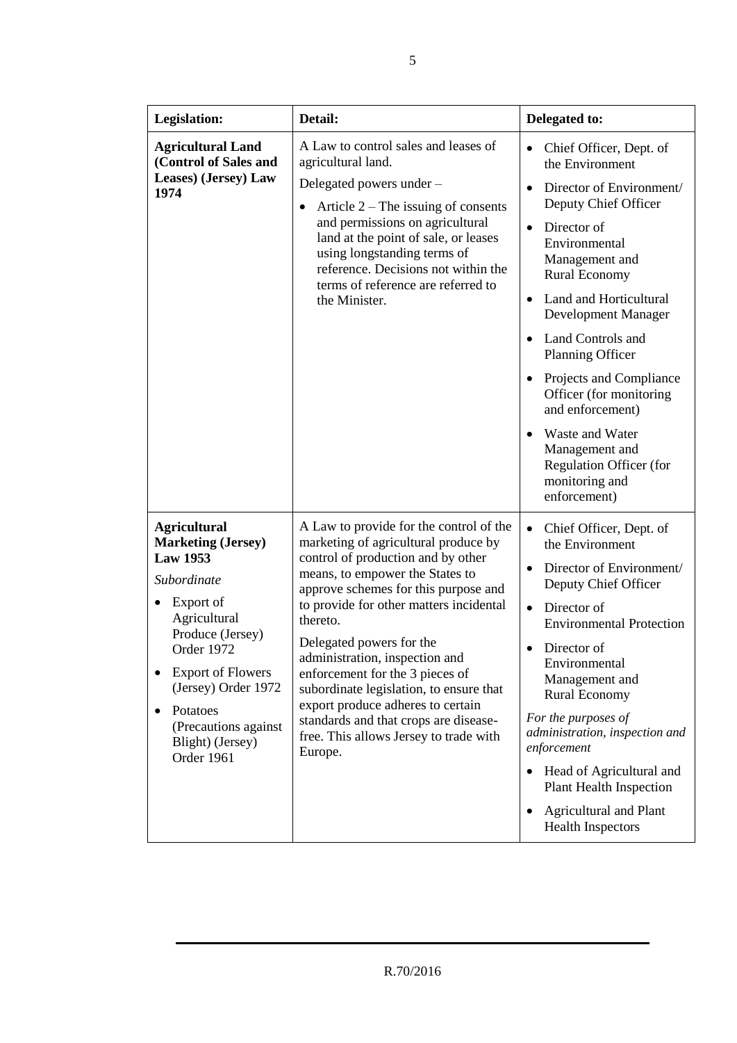| Legislation: | Detail: | Delegated to: |
| --- | --- | --- |
| **Agricultural Land (Control of Sales and Leases) (Jersey) Law 1974** | A Law to control sales and leases of agricultural land.<br><br>Delegated powers under –<br><br>• Article 2 – The issuing of consents and permissions on agricultural land at the point of sale, or leases using longstanding terms of reference. Decisions not within the terms of reference are referred to the Minister. | • Chief Officer, Dept. of the Environment<br>• Director of Environment/ Deputy Chief Officer<br>• Director of Environmental Management and Rural Economy<br>• Land and Horticultural Development Manager<br>• Land Controls and Planning Officer<br>• Projects and Compliance Officer (for monitoring and enforcement)<br>• Waste and Water Management and Regulation Officer (for monitoring and enforcement) |
| **Agricultural Marketing (Jersey) Law 1953**<br><br>*Subordinate*<br><br>• Export of Agricultural Produce (Jersey) Order 1972<br>• Export of Flowers (Jersey) Order 1972<br>• Potatoes (Precautions against Blight) (Jersey) Order 1961 | A Law to provide for the control of the marketing of agricultural produce by control of production and by other means, to empower the States to approve schemes for this purpose and to provide for other matters incidental thereto.<br><br>Delegated powers for the administration, inspection and enforcement for the 3 pieces of subordinate legislation, to ensure that export produce adheres to certain standards and that crops are disease-free. This allows Jersey to trade with Europe. | • Chief Officer, Dept. of the Environment<br>• Director of Environment/ Deputy Chief Officer<br>• Director of Environmental Protection<br>• Director of Environmental Management and Rural Economy<br><br>*For the purposes of administration, inspection and enforcement*<br><br>• Head of Agricultural and Plant Health Inspection<br>• Agricultural and Plant Health Inspectors |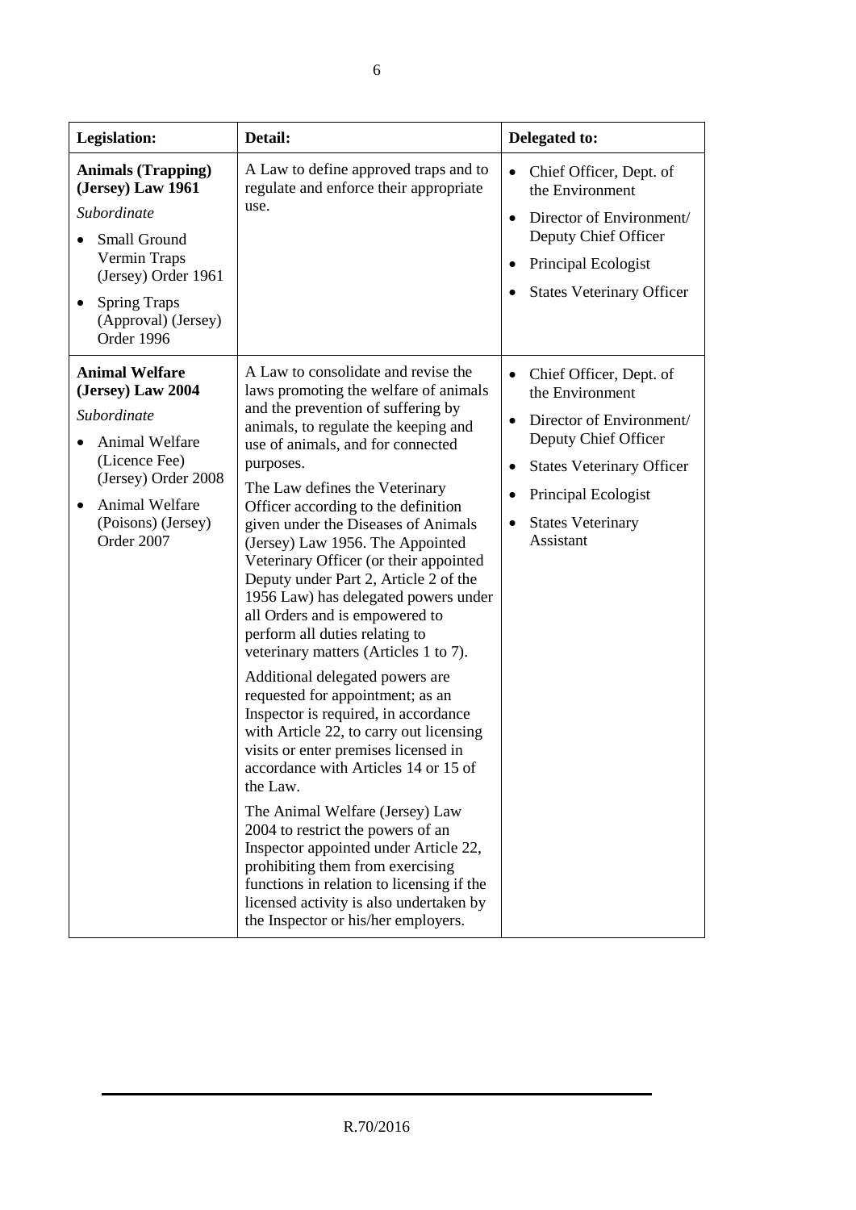| Legislation: | Detail: | Delegated to: |
|---|---|---|
| **Animals (Trapping) (Jersey) Law 1961**<br>*Subordinate*<br>• Small Ground Vermin Traps (Jersey) Order 1961<br>• Spring Traps (Approval) (Jersey) Order 1996 | A Law to define approved traps and to regulate and enforce their appropriate use. | • Chief Officer, Dept. of the Environment<br>• Director of Environment/ Deputy Chief Officer<br>• Principal Ecologist<br>• States Veterinary Officer |
| **Animal Welfare (Jersey) Law 2004**<br>*Subordinate*<br>• Animal Welfare (Licence Fee) (Jersey) Order 2008<br>• Animal Welfare (Poisons) (Jersey) Order 2007 | A Law to consolidate and revise the laws promoting the welfare of animals and the prevention of suffering by animals, to regulate the keeping and use of animals, and for connected purposes.<br><br>The Law defines the Veterinary Officer according to the definition given under the Diseases of Animals (Jersey) Law 1956. The Appointed Veterinary Officer (or their appointed Deputy under Part 2, Article 2 of the 1956 Law) has delegated powers under all Orders and is empowered to perform all duties relating to veterinary matters (Articles 1 to 7).<br><br>Additional delegated powers are requested for appointment; as an Inspector is required, in accordance with Article 22, to carry out licensing visits or enter premises licensed in accordance with Articles 14 or 15 of the Law.<br><br>The Animal Welfare (Jersey) Law 2004 to restrict the powers of an Inspector appointed under Article 22, prohibiting them from exercising functions in relation to licensing if the licensed activity is also undertaken by the Inspector or his/her employers. | • Chief Officer, Dept. of the Environment<br>• Director of Environment/ Deputy Chief Officer<br>• States Veterinary Officer<br>• Principal Ecologist<br>• States Veterinary Assistant |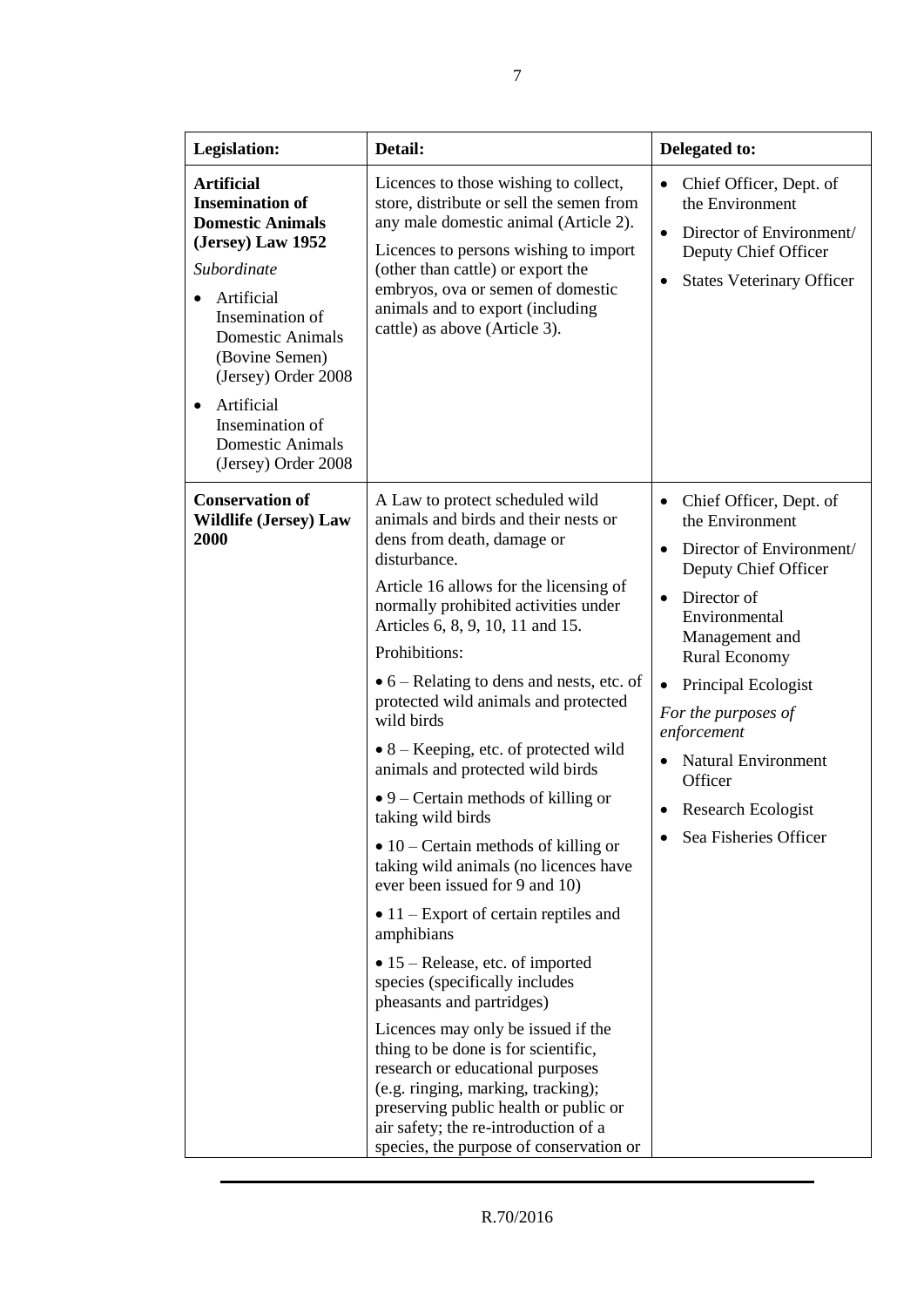| Legislation: | Detail: | Delegated to: |
|---|---|---|
| **Artificial Insemination of Domestic Animals (Jersey) Law 1952**<br>*Subordinate*<br>• Artificial Insemination of Domestic Animals (Bovine Semen) (Jersey) Order 2008<br>• Artificial Insemination of Domestic Animals (Jersey) Order 2008 | Licences to those wishing to collect, store, distribute or sell the semen from any male domestic animal (Article 2).<br>Licences to persons wishing to import (other than cattle) or export the embryos, ova or semen of domestic animals and to export (including cattle) as above (Article 3). | • Chief Officer, Dept. of the Environment<br>• Director of Environment/ Deputy Chief Officer<br>• States Veterinary Officer |
| **Conservation of Wildlife (Jersey) Law 2000** | A Law to protect scheduled wild animals and birds and their nests or dens from death, damage or disturbance.<br>Article 16 allows for the licensing of normally prohibited activities under Articles 6, 8, 9, 10, 11 and 15.<br>Prohibitions:<br>• 6 – Relating to dens and nests, etc. of protected wild animals and protected wild birds<br>• 8 – Keeping, etc. of protected wild animals and protected wild birds<br>• 9 – Certain methods of killing or taking wild birds<br>• 10 – Certain methods of killing or taking wild animals (no licences have ever been issued for 9 and 10)<br>• 11 – Export of certain reptiles and amphibians<br>• 15 – Release, etc. of imported species (specifically includes pheasants and partridges)<br>Licences may only be issued if the thing to be done is for scientific, research or educational purposes (e.g. ringing, marking, tracking); preserving public health or public or air safety; the re-introduction of a species, the purpose of conservation or | • Chief Officer, Dept. of the Environment<br>• Director of Environment/ Deputy Chief Officer<br>• Director of Environmental Management and Rural Economy<br>• Principal Ecologist<br>*For the purposes of enforcement*<br>• Natural Environment Officer<br>• Research Ecologist<br>• Sea Fisheries Officer |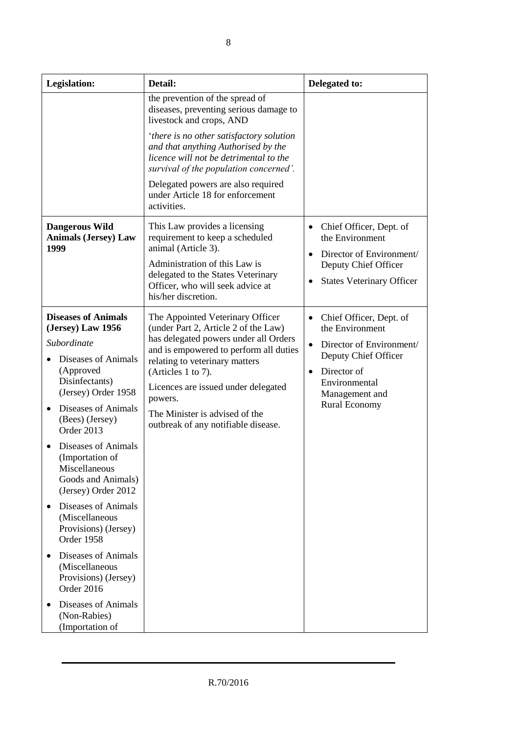| Legislation: | Detail: | Delegated to: |
|---|---|---|
| | the prevention of the spread of diseases, preventing serious damage to livestock and crops, AND<br><br>'*there is no other satisfactory solution and that anything Authorised by the licence will not be detrimental to the survival of the population concerned'.*<br><br>Delegated powers are also required under Article 18 for enforcement activities. | |
| **Dangerous Wild Animals (Jersey) Law 1999** | This Law provides a licensing requirement to keep a scheduled animal (Article 3).<br><br>Administration of this Law is delegated to the States Veterinary Officer, who will seek advice at his/her discretion. | • Chief Officer, Dept. of the Environment<br>• Director of Environment/ Deputy Chief Officer<br>• States Veterinary Officer |
| **Diseases of Animals (Jersey) Law 1956**<br><br>*Subordinate*<br><br>• Diseases of Animals (Approved Disinfectants) (Jersey) Order 1958<br>• Diseases of Animals (Bees) (Jersey) Order 2013<br>• Diseases of Animals (Importation of Miscellaneous Goods and Animals) (Jersey) Order 2012<br>• Diseases of Animals (Miscellaneous Provisions) (Jersey) Order 1958<br>• Diseases of Animals (Miscellaneous Provisions) (Jersey) Order 2016<br>• Diseases of Animals (Non-Rabies) (Importation of | The Appointed Veterinary Officer (under Part 2, Article 2 of the Law) has delegated powers under all Orders and is empowered to perform all duties relating to veterinary matters (Articles 1 to 7).<br><br>Licences are issued under delegated powers.<br><br>The Minister is advised of the outbreak of any notifiable disease. | • Chief Officer, Dept. of the Environment<br>• Director of Environment/ Deputy Chief Officer<br>• Director of Environmental Management and Rural Economy |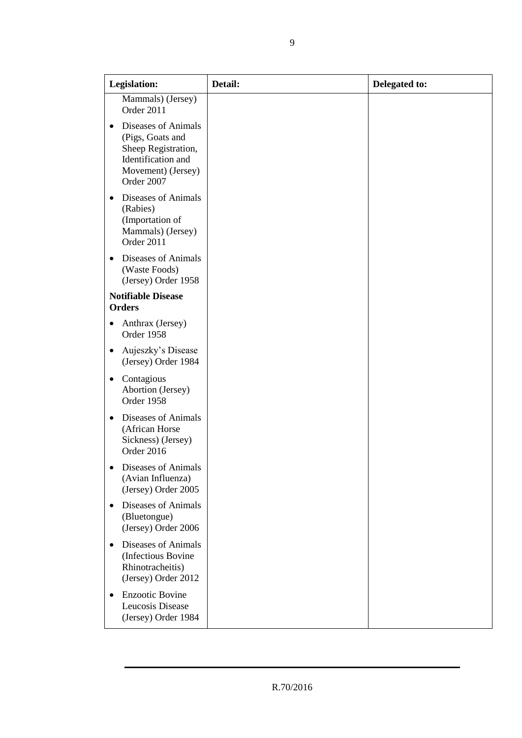| Legislation: | Detail: | Delegated to: |
|---|---|---|
| Mammals) (Jersey) Order 2011<br>• Diseases of Animals (Pigs, Goats and Sheep Registration, Identification and Movement) (Jersey) Order 2007<br>• Diseases of Animals (Rabies) (Importation of Mammals) (Jersey) Order 2011<br>• Diseases of Animals (Waste Foods) (Jersey) Order 1958<br>**Notifiable Disease Orders**<br>• Anthrax (Jersey) Order 1958<br>• Aujeszky's Disease (Jersey) Order 1984<br>• Contagious Abortion (Jersey) Order 1958<br>• Diseases of Animals (African Horse Sickness) (Jersey) Order 2016<br>• Diseases of Animals (Avian Influenza) (Jersey) Order 2005<br>• Diseases of Animals (Bluetongue) (Jersey) Order 2006<br>• Diseases of Animals (Infectious Bovine Rhinotracheitis) (Jersey) Order 2012<br>• Enzootic Bovine Leucosis Disease (Jersey) Order 1984 | | |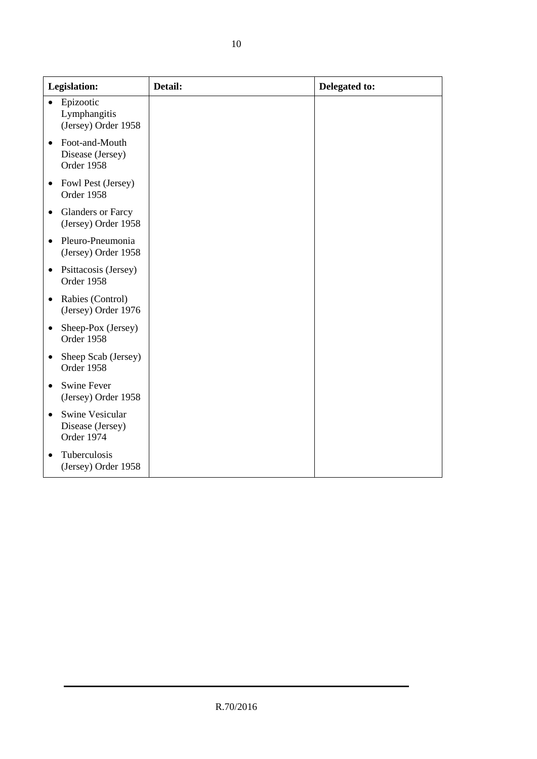| Legislation: | Detail: | Delegated to: |
|---|---|---|
| • Epizootic Lymphangitis (Jersey) Order 1958<br>• Foot-and-Mouth Disease (Jersey) Order 1958<br>• Fowl Pest (Jersey) Order 1958<br>• Glanders or Farcy (Jersey) Order 1958<br>• Pleuro-Pneumonia (Jersey) Order 1958<br>• Psittacosis (Jersey) Order 1958<br>• Rabies (Control) (Jersey) Order 1976<br>• Sheep-Pox (Jersey) Order 1958<br>• Sheep Scab (Jersey) Order 1958<br>• Swine Fever (Jersey) Order 1958<br>• Swine Vesicular Disease (Jersey) Order 1974<br>• Tuberculosis (Jersey) Order 1958 | | |

R.70/2016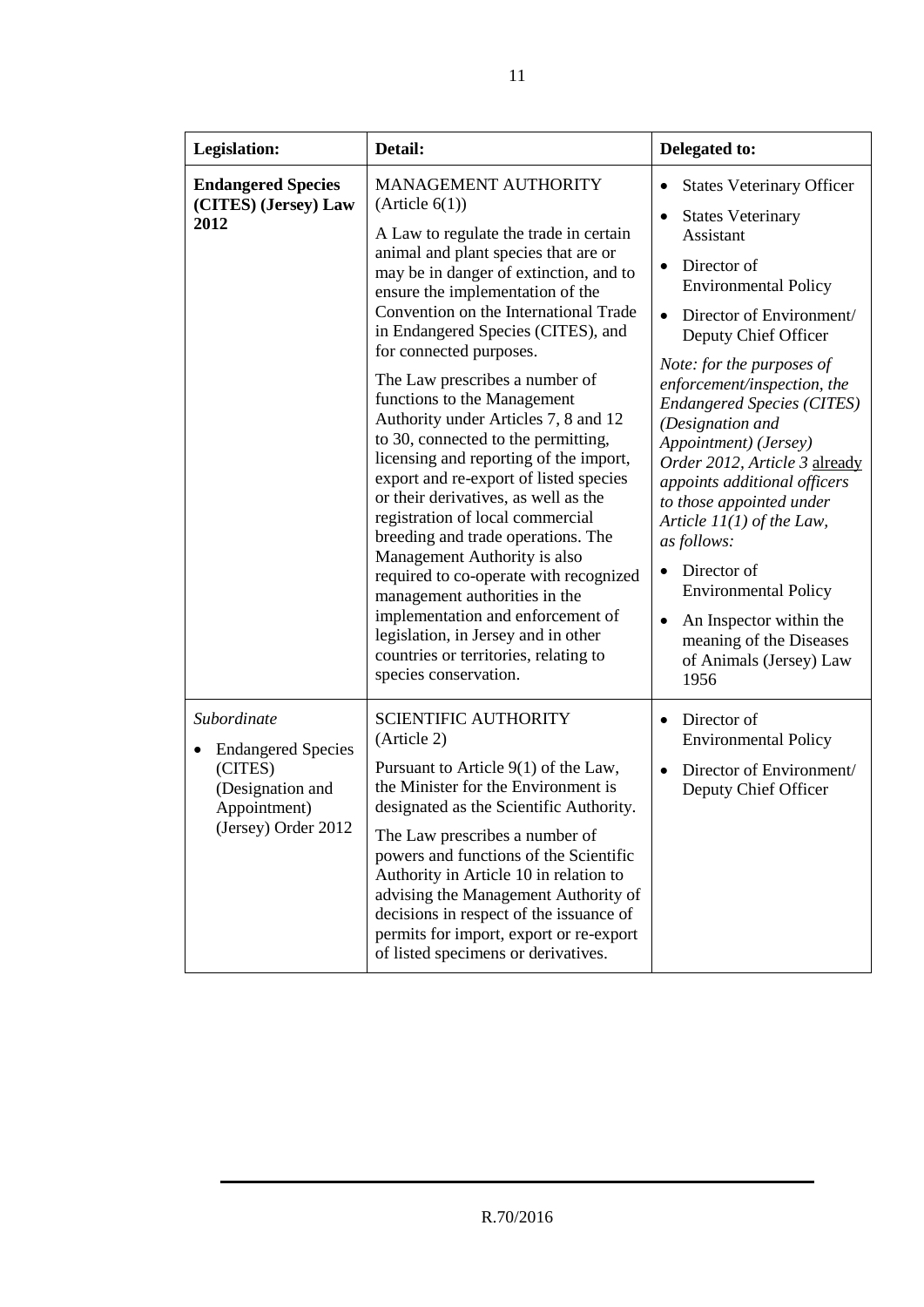| Legislation: | Detail: | Delegated to: |
|---|---|---|
| **Endangered Species (CITES) (Jersey) Law 2012** | MANAGEMENT AUTHORITY (Article 6(1))<br><br>A Law to regulate the trade in certain animal and plant species that are or may be in danger of extinction, and to ensure the implementation of the Convention on the International Trade in Endangered Species (CITES), and for connected purposes.<br><br>The Law prescribes a number of functions to the Management Authority under Articles 7, 8 and 12 to 30, connected to the permitting, licensing and reporting of the import, export and re-export of listed species or their derivatives, as well as the registration of local commercial breeding and trade operations. The Management Authority is also required to co-operate with recognized management authorities in the implementation and enforcement of legislation, in Jersey and in other countries or territories, relating to species conservation. | • States Veterinary Officer<br>• States Veterinary Assistant<br>• Director of Environmental Policy<br>• Director of Environment/ Deputy Chief Officer<br><br>*Note: for the purposes of enforcement/inspection, the Endangered Species (CITES) (Designation and Appointment) (Jersey) Order 2012, Article 3 already appoints additional officers to those appointed under Article 11(1) of the Law, as follows:*<br><br>• Director of Environmental Policy<br>• An Inspector within the meaning of the Diseases of Animals (Jersey) Law 1956 |
| *Subordinate*<br><br>• Endangered Species (CITES) (Designation and Appointment) (Jersey) Order 2012 | SCIENTIFIC AUTHORITY (Article 2)<br><br>Pursuant to Article 9(1) of the Law, the Minister for the Environment is designated as the Scientific Authority.<br><br>The Law prescribes a number of powers and functions of the Scientific Authority in Article 10 in relation to advising the Management Authority of decisions in respect of the issuance of permits for import, export or re-export of listed specimens or derivatives. | • Director of Environmental Policy<br>• Director of Environment/ Deputy Chief Officer |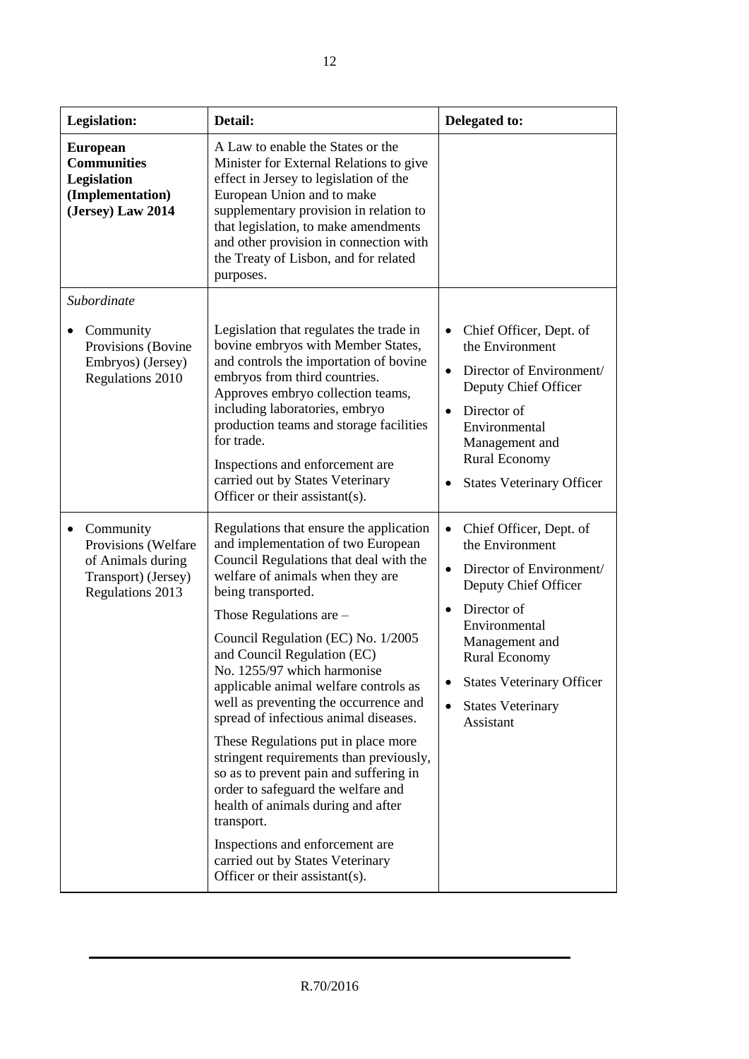| Legislation: | Detail: | Delegated to: |
| --- | --- | --- |
| **European Communities Legislation (Implementation) (Jersey) Law 2014** | A Law to enable the States or the Minister for External Relations to give effect in Jersey to legislation of the European Union and to make supplementary provision in relation to that legislation, to make amendments and other provision in connection with the Treaty of Lisbon, and for related purposes. | |
| *Subordinate*<br>• Community Provisions (Bovine Embryos) (Jersey) Regulations 2010 | Legislation that regulates the trade in bovine embryos with Member States, and controls the importation of bovine embryos from third countries. Approves embryo collection teams, including laboratories, embryo production teams and storage facilities for trade.<br>Inspections and enforcement are carried out by States Veterinary Officer or their assistant(s). | • Chief Officer, Dept. of the Environment<br>• Director of Environment/ Deputy Chief Officer<br>• Director of Environmental Management and Rural Economy<br>• States Veterinary Officer |
| • Community Provisions (Welfare of Animals during Transport) (Jersey) Regulations 2013 | Regulations that ensure the application and implementation of two European Council Regulations that deal with the welfare of animals when they are being transported.<br>Those Regulations are –<br>Council Regulation (EC) No. 1/2005 and Council Regulation (EC) No. 1255/97 which harmonise applicable animal welfare controls as well as preventing the occurrence and spread of infectious animal diseases.<br>These Regulations put in place more stringent requirements than previously, so as to prevent pain and suffering in order to safeguard the welfare and health of animals during and after transport.<br>Inspections and enforcement are carried out by States Veterinary Officer or their assistant(s). | • Chief Officer, Dept. of the Environment<br>• Director of Environment/ Deputy Chief Officer<br>• Director of Environmental Management and Rural Economy<br>• States Veterinary Officer<br>• States Veterinary Assistant |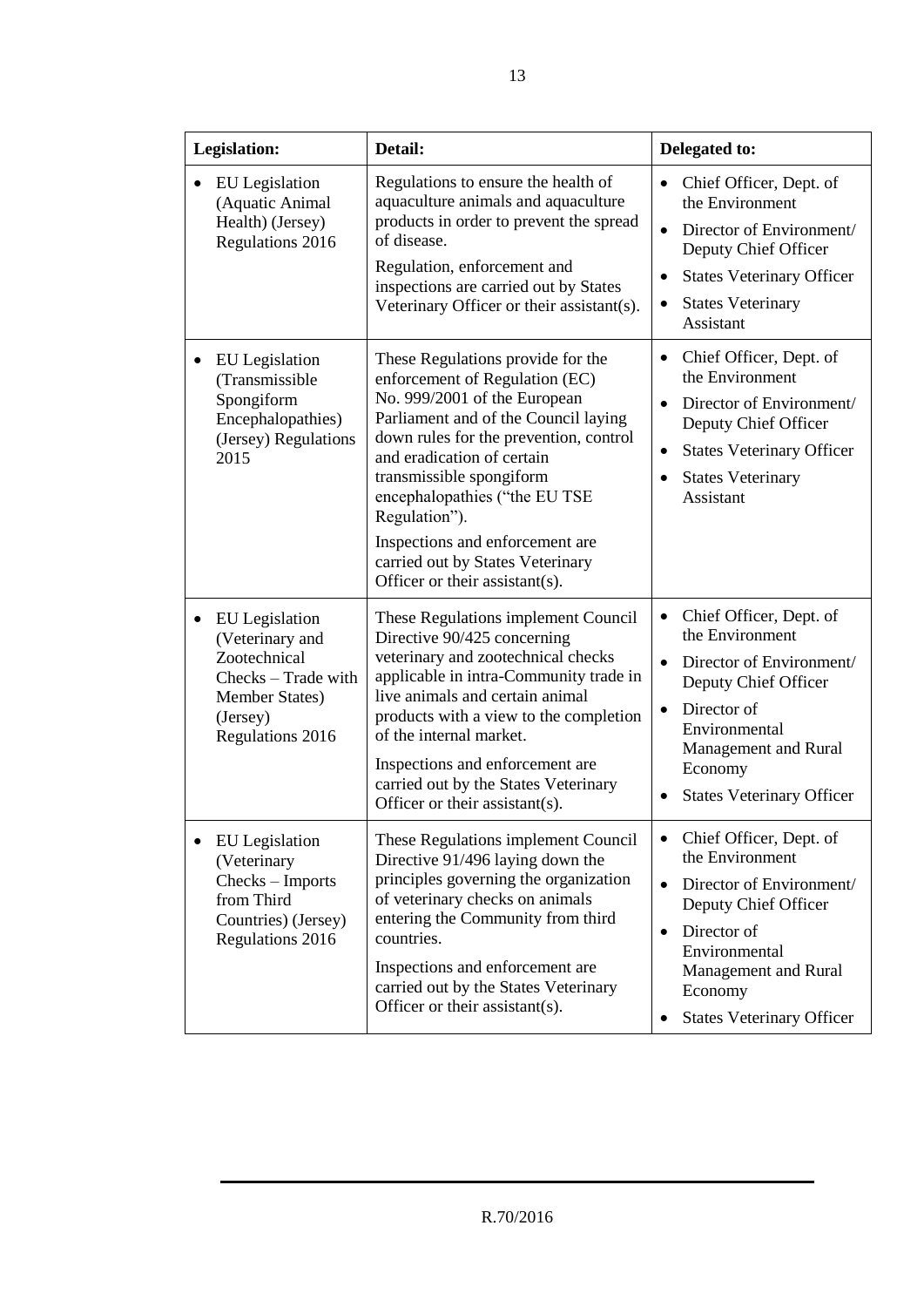| Legislation: | Detail: | Delegated to: |
|---|---|---|
| • EU Legislation (Aquatic Animal Health) (Jersey) Regulations 2016 | Regulations to ensure the health of aquaculture animals and aquaculture products in order to prevent the spread of disease.<br>Regulation, enforcement and inspections are carried out by States Veterinary Officer or their assistant(s). | • Chief Officer, Dept. of the Environment<br>• Director of Environment/ Deputy Chief Officer<br>• States Veterinary Officer<br>• States Veterinary Assistant |
| • EU Legislation (Transmissible Spongiform Encephalopathies) (Jersey) Regulations 2015 | These Regulations provide for the enforcement of Regulation (EC) No. 999/2001 of the European Parliament and of the Council laying down rules for the prevention, control and eradication of certain transmissible spongiform encephalopathies ("the EU TSE Regulation").<br>Inspections and enforcement are carried out by States Veterinary Officer or their assistant(s). | • Chief Officer, Dept. of the Environment<br>• Director of Environment/ Deputy Chief Officer<br>• States Veterinary Officer<br>• States Veterinary Assistant |
| • EU Legislation (Veterinary and Zootechnical Checks – Trade with Member States) (Jersey) Regulations 2016 | These Regulations implement Council Directive 90/425 concerning veterinary and zootechnical checks applicable in intra-Community trade in live animals and certain animal products with a view to the completion of the internal market.<br>Inspections and enforcement are carried out by the States Veterinary Officer or their assistant(s). | • Chief Officer, Dept. of the Environment<br>• Director of Environment/ Deputy Chief Officer<br>• Director of Environmental Management and Rural Economy<br>• States Veterinary Officer |
| • EU Legislation (Veterinary Checks – Imports from Third Countries) (Jersey) Regulations 2016 | These Regulations implement Council Directive 91/496 laying down the principles governing the organization of veterinary checks on animals entering the Community from third countries.<br>Inspections and enforcement are carried out by the States Veterinary Officer or their assistant(s). | • Chief Officer, Dept. of the Environment<br>• Director of Environment/ Deputy Chief Officer<br>• Director of Environmental Management and Rural Economy<br>• States Veterinary Officer |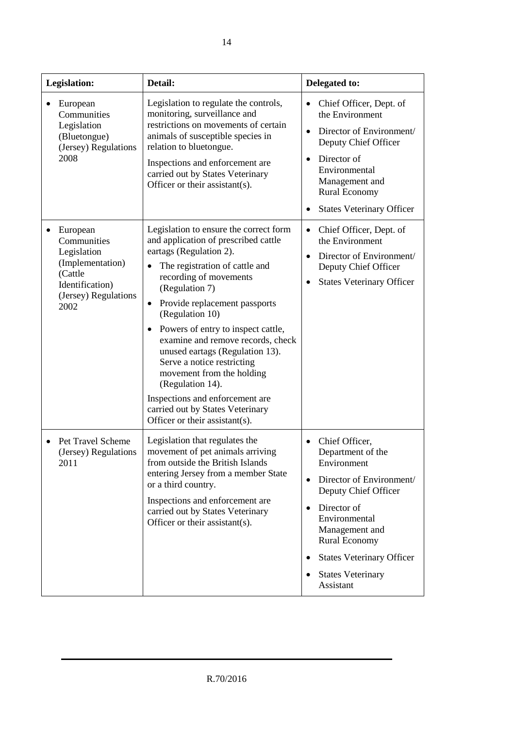| Legislation: | Detail: | Delegated to: |
|---|---|---|
| • European Communities Legislation (Bluetongue) (Jersey) Regulations 2008 | Legislation to regulate the controls, monitoring, surveillance and restrictions on movements of certain animals of susceptible species in relation to bluetongue.<br><br>Inspections and enforcement are carried out by States Veterinary Officer or their assistant(s). | • Chief Officer, Dept. of the Environment<br>• Director of Environment/ Deputy Chief Officer<br>• Director of Environmental Management and Rural Economy<br>• States Veterinary Officer |
| • European Communities Legislation (Implementation) (Cattle Identification) (Jersey) Regulations 2002 | Legislation to ensure the correct form and application of prescribed cattle eartags (Regulation 2).<br>• The registration of cattle and recording of movements (Regulation 7)<br>• Provide replacement passports (Regulation 10)<br>• Powers of entry to inspect cattle, examine and remove records, check unused eartags (Regulation 13). Serve a notice restricting movement from the holding (Regulation 14).<br><br>Inspections and enforcement are carried out by States Veterinary Officer or their assistant(s). | • Chief Officer, Dept. of the Environment<br>• Director of Environment/ Deputy Chief Officer<br>• States Veterinary Officer |
| • Pet Travel Scheme (Jersey) Regulations 2011 | Legislation that regulates the movement of pet animals arriving from outside the British Islands entering Jersey from a member State or a third country.<br><br>Inspections and enforcement are carried out by States Veterinary Officer or their assistant(s). | • Chief Officer, Department of the Environment<br>• Director of Environment/ Deputy Chief Officer<br>• Director of Environmental Management and Rural Economy<br>• States Veterinary Officer<br>• States Veterinary Assistant |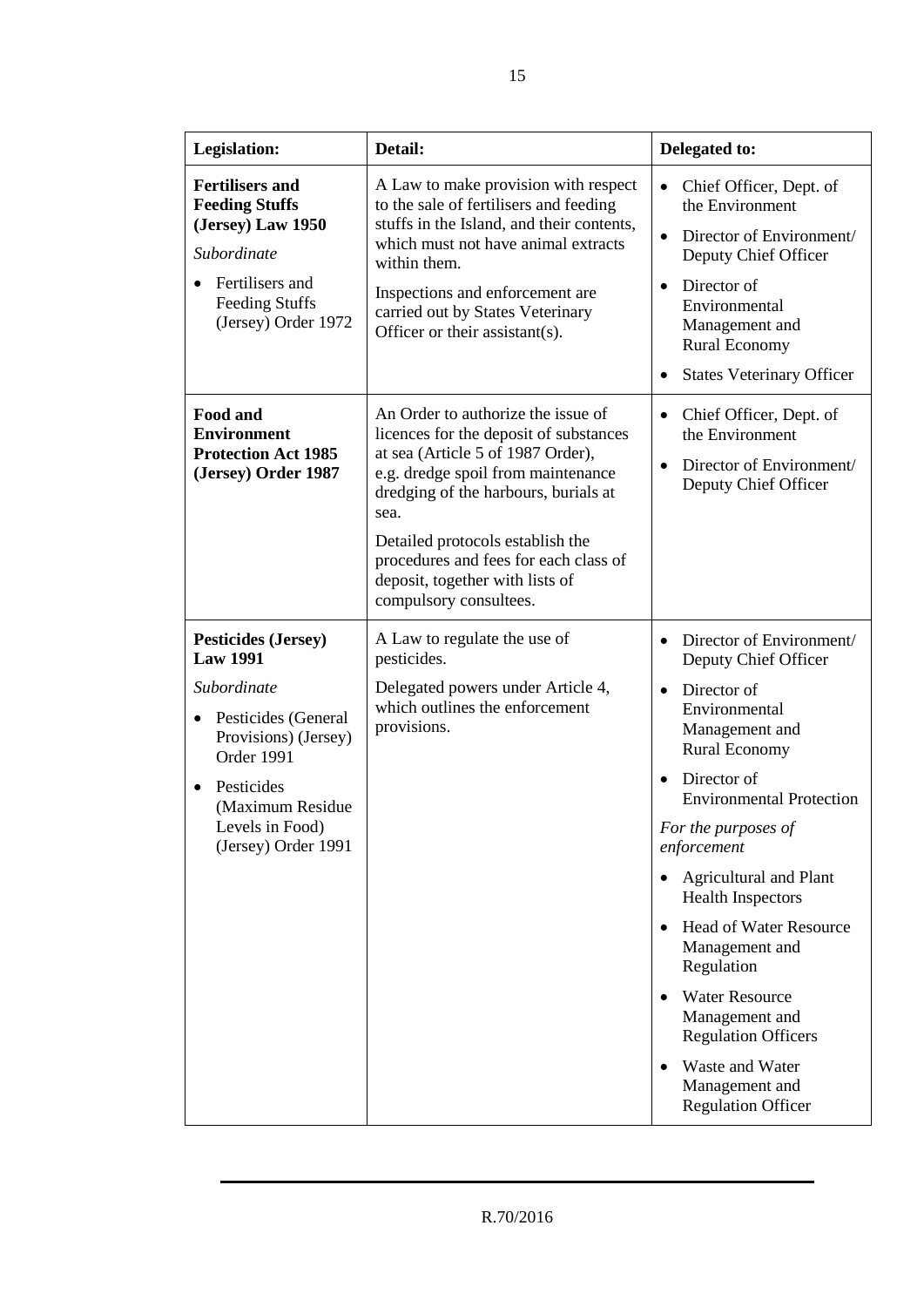| Legislation: | Detail: | Delegated to: |
|---|---|---|
| **Fertilisers and Feeding Stuffs (Jersey) Law 1950**<br>*Subordinate*<br>• Fertilisers and Feeding Stuffs (Jersey) Order 1972 | A Law to make provision with respect to the sale of fertilisers and feeding stuffs in the Island, and their contents, which must not have animal extracts within them.<br>Inspections and enforcement are carried out by States Veterinary Officer or their assistant(s). | • Chief Officer, Dept. of the Environment<br>• Director of Environment/ Deputy Chief Officer<br>• Director of Environmental Management and Rural Economy<br>• States Veterinary Officer |
| **Food and Environment Protection Act 1985 (Jersey) Order 1987** | An Order to authorize the issue of licences for the deposit of substances at sea (Article 5 of 1987 Order), e.g. dredge spoil from maintenance dredging of the harbours, burials at sea.<br>Detailed protocols establish the procedures and fees for each class of deposit, together with lists of compulsory consultees. | • Chief Officer, Dept. of the Environment<br>• Director of Environment/ Deputy Chief Officer |
| **Pesticides (Jersey) Law 1991**<br>*Subordinate*<br>• Pesticides (General Provisions) (Jersey) Order 1991<br>• Pesticides (Maximum Residue Levels in Food) (Jersey) Order 1991 | A Law to regulate the use of pesticides.<br>Delegated powers under Article 4, which outlines the enforcement provisions. | • Director of Environment/ Deputy Chief Officer<br>• Director of Environmental Management and Rural Economy<br>• Director of Environmental Protection<br>*For the purposes of enforcement*<br>• Agricultural and Plant Health Inspectors<br>• Head of Water Resource Management and Regulation<br>• Water Resource Management and Regulation Officers<br>• Waste and Water Management and Regulation Officer |

R.70/2016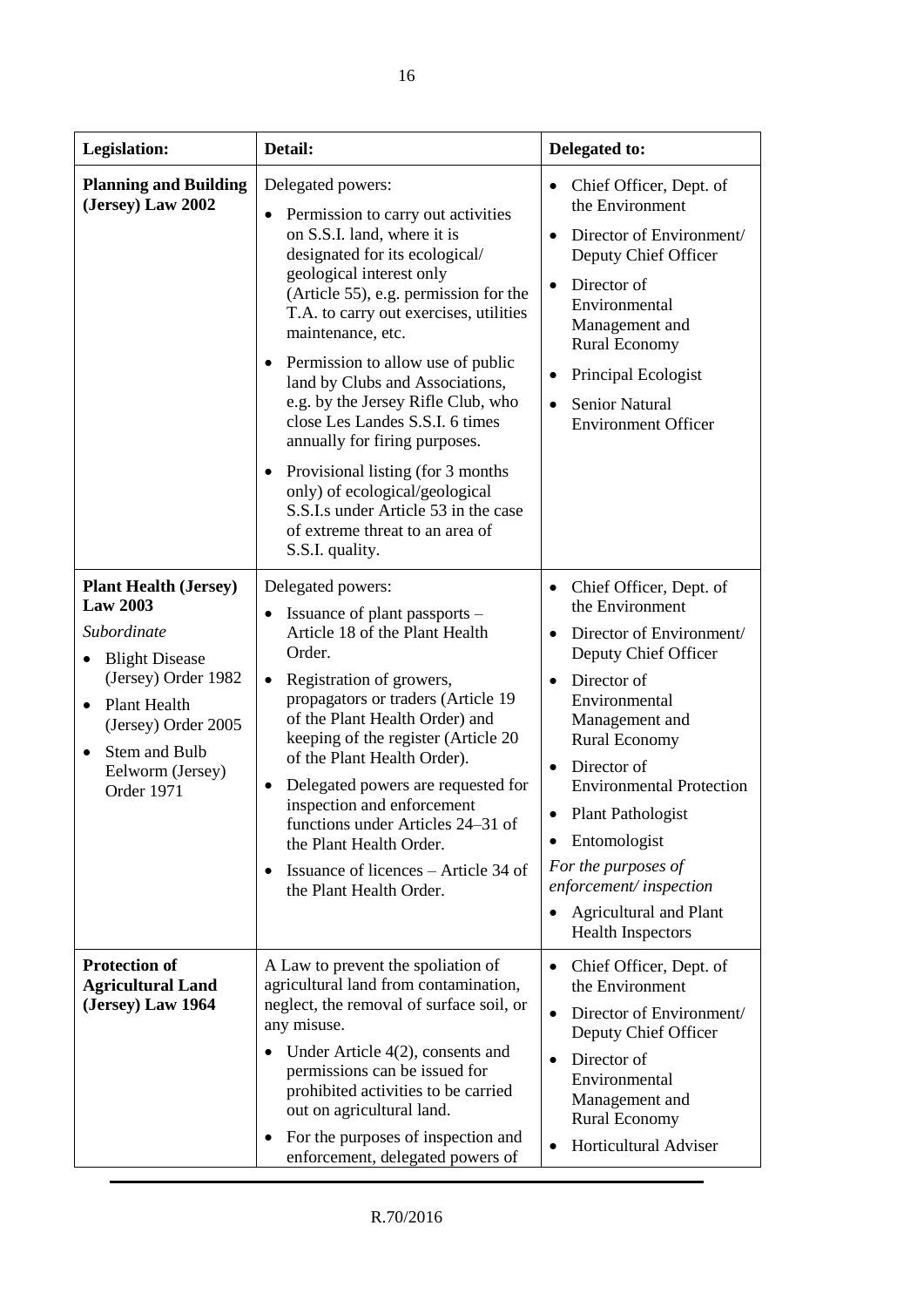| Legislation: | Detail: | Delegated to: |
|---|---|---|
| **Planning and Building (Jersey) Law 2002** | Delegated powers:<br>• Permission to carry out activities on S.S.I. land, where it is designated for its ecological/ geological interest only (Article 55), e.g. permission for the T.A. to carry out exercises, utilities maintenance, etc.<br>• Permission to allow use of public land by Clubs and Associations, e.g. by the Jersey Rifle Club, who close Les Landes S.S.I. 6 times annually for firing purposes.<br>• Provisional listing (for 3 months only) of ecological/geological S.S.I.s under Article 53 in the case of extreme threat to an area of S.S.I. quality. | • Chief Officer, Dept. of the Environment<br>• Director of Environment/ Deputy Chief Officer<br>• Director of Environmental Management and Rural Economy<br>• Principal Ecologist<br>• Senior Natural Environment Officer |
| **Plant Health (Jersey) Law 2003**<br>*Subordinate*<br>• Blight Disease (Jersey) Order 1982<br>• Plant Health (Jersey) Order 2005<br>• Stem and Bulb Eelworm (Jersey) Order 1971 | Delegated powers:<br>• Issuance of plant passports – Article 18 of the Plant Health Order.<br>• Registration of growers, propagators or traders (Article 19 of the Plant Health Order) and keeping of the register (Article 20 of the Plant Health Order).<br>• Delegated powers are requested for inspection and enforcement functions under Articles 24–31 of the Plant Health Order.<br>• Issuance of licences – Article 34 of the Plant Health Order. | • Chief Officer, Dept. of the Environment<br>• Director of Environment/ Deputy Chief Officer<br>• Director of Environmental Management and Rural Economy<br>• Director of Environmental Protection<br>• Plant Pathologist<br>• Entomologist<br>*For the purposes of enforcement/ inspection*<br>• Agricultural and Plant Health Inspectors |
| **Protection of Agricultural Land (Jersey) Law 1964** | A Law to prevent the spoliation of agricultural land from contamination, neglect, the removal of surface soil, or any misuse.<br>• Under Article 4(2), consents and permissions can be issued for prohibited activities to be carried out on agricultural land.<br>• For the purposes of inspection and enforcement, delegated powers of | • Chief Officer, Dept. of the Environment<br>• Director of Environment/ Deputy Chief Officer<br>• Director of Environmental Management and Rural Economy<br>• Horticultural Adviser |

R.70/2016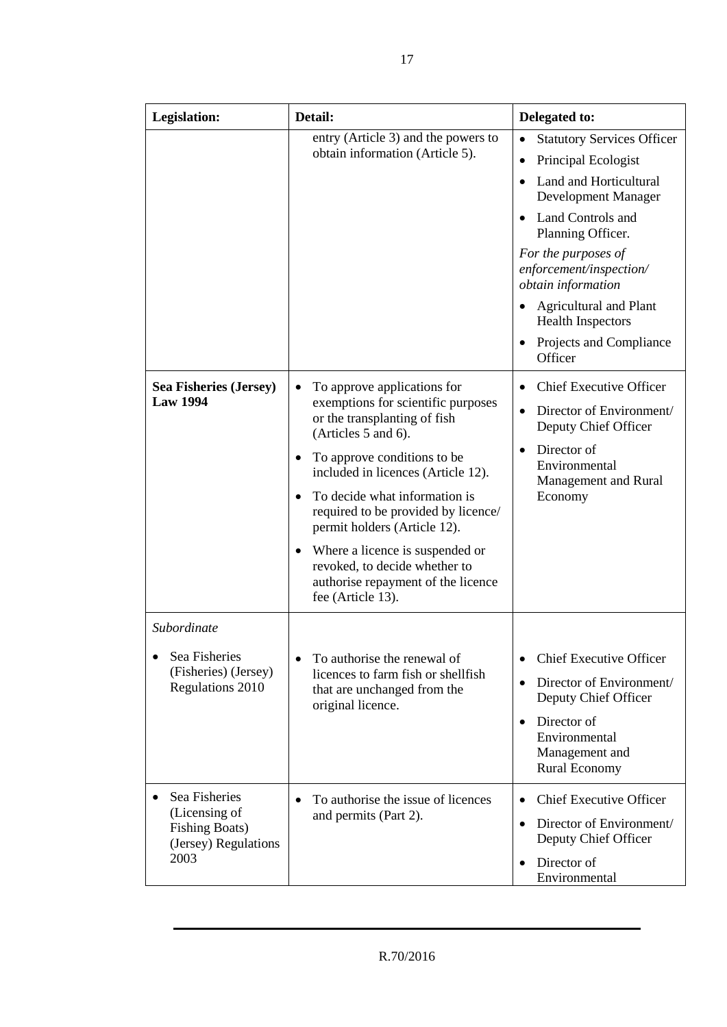| Legislation: | Detail: | Delegated to: |
|---|---|---|
| | entry (Article 3) and the powers to obtain information (Article 5). | • Statutory Services Officer<br>• Principal Ecologist<br>• Land and Horticultural Development Manager<br>• Land Controls and Planning Officer.<br>*For the purposes of enforcement/inspection/ obtain information*<br>• Agricultural and Plant Health Inspectors<br>• Projects and Compliance Officer |
| **Sea Fisheries (Jersey) Law 1994** | • To approve applications for exemptions for scientific purposes or the transplanting of fish (Articles 5 and 6).<br>• To approve conditions to be included in licences (Article 12).<br>• To decide what information is required to be provided by licence/ permit holders (Article 12).<br>• Where a licence is suspended or revoked, to decide whether to authorise repayment of the licence fee (Article 13). | • Chief Executive Officer<br>• Director of Environment/ Deputy Chief Officer<br>• Director of Environmental Management and Rural Economy |
| *Subordinate*<br>• Sea Fisheries (Fisheries) (Jersey) Regulations 2010 | • To authorise the renewal of licences to farm fish or shellfish that are unchanged from the original licence. | • Chief Executive Officer<br>• Director of Environment/ Deputy Chief Officer<br>• Director of Environmental Management and Rural Economy |
| • Sea Fisheries (Licensing of Fishing Boats) (Jersey) Regulations 2003 | • To authorise the issue of licences and permits (Part 2). | • Chief Executive Officer<br>• Director of Environment/ Deputy Chief Officer<br>• Director of Environmental |

R.70/2016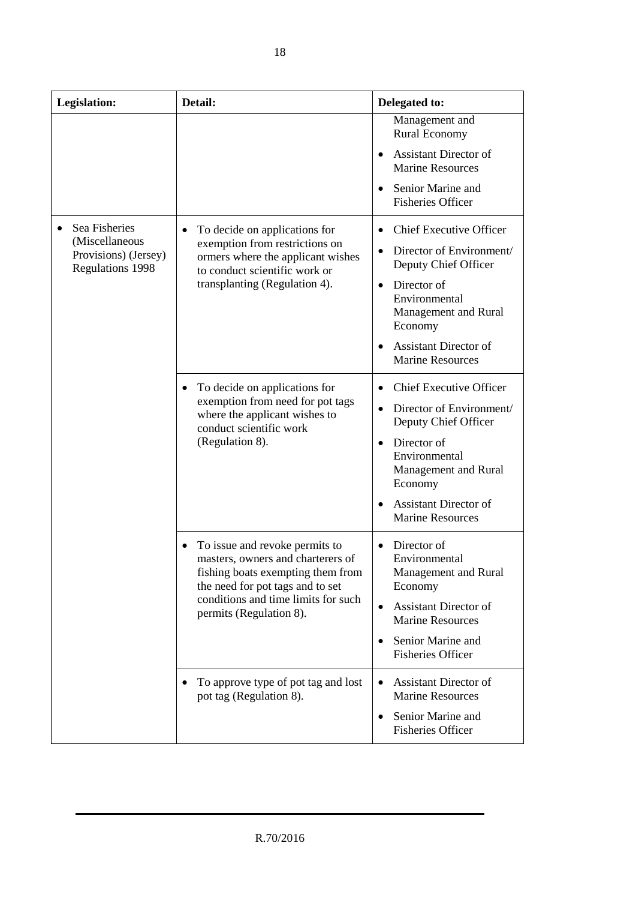| Legislation: | Detail: | Delegated to: |
|---|---|---|
| | | Management and Rural Economy<br>• Assistant Director of Marine Resources<br>• Senior Marine and Fisheries Officer |
| • Sea Fisheries (Miscellaneous Provisions) (Jersey) Regulations 1998 | • To decide on applications for exemption from restrictions on ormers where the applicant wishes to conduct scientific work or transplanting (Regulation 4). | • Chief Executive Officer<br>• Director of Environment/ Deputy Chief Officer<br>• Director of Environmental Management and Rural Economy<br>• Assistant Director of Marine Resources |
| | • To decide on applications for exemption from need for pot tags where the applicant wishes to conduct scientific work (Regulation 8). | • Chief Executive Officer<br>• Director of Environment/ Deputy Chief Officer<br>• Director of Environmental Management and Rural Economy<br>• Assistant Director of Marine Resources |
| | • To issue and revoke permits to masters, owners and charterers of fishing boats exempting them from the need for pot tags and to set conditions and time limits for such permits (Regulation 8). | • Director of Environmental Management and Rural Economy<br>• Assistant Director of Marine Resources<br>• Senior Marine and Fisheries Officer |
| | • To approve type of pot tag and lost pot tag (Regulation 8). | • Assistant Director of Marine Resources<br>• Senior Marine and Fisheries Officer |

R.70/2016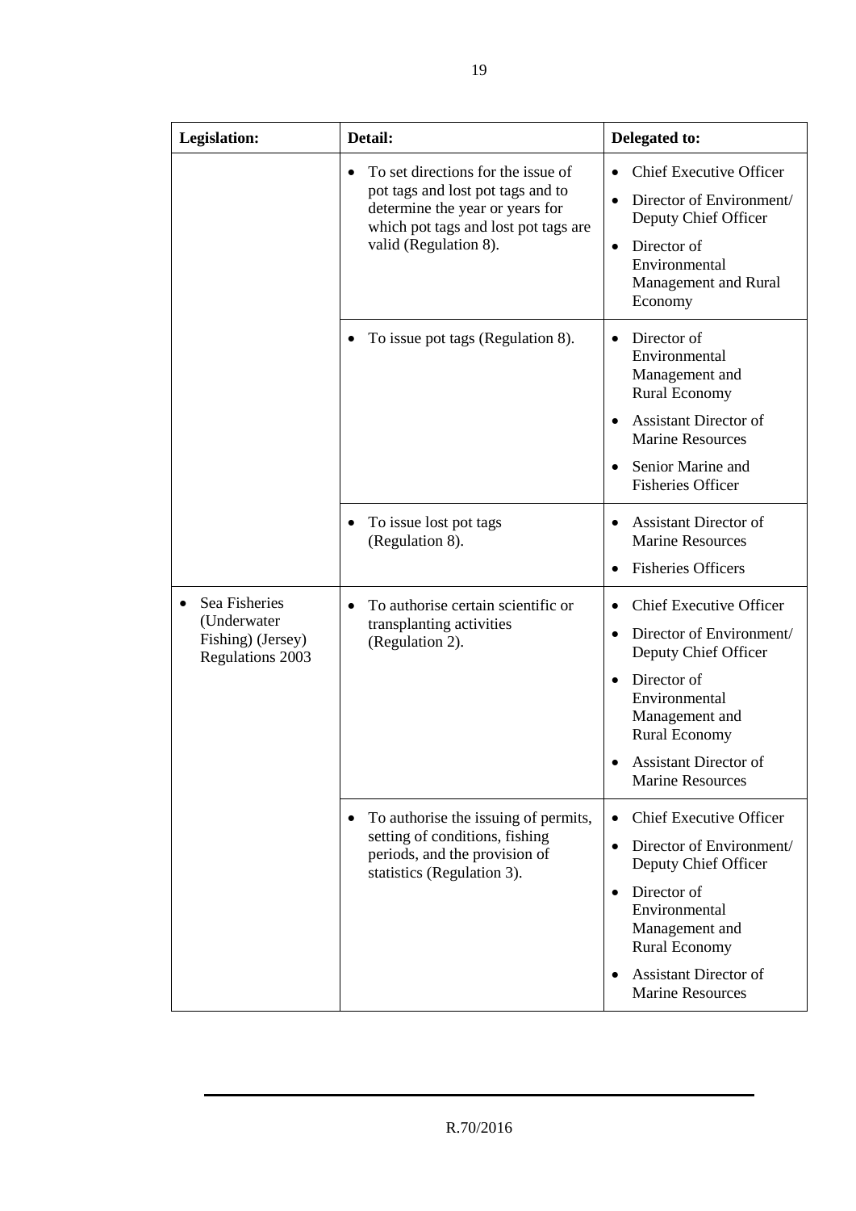| Legislation: | Detail: | Delegated to: |
|---|---|---|
| | • To set directions for the issue of pot tags and lost pot tags and to determine the year or years for which pot tags and lost pot tags are valid (Regulation 8). | • Chief Executive Officer<br>• Director of Environment/ Deputy Chief Officer<br>• Director of Environmental Management and Rural Economy |
| | • To issue pot tags (Regulation 8). | • Director of Environmental Management and Rural Economy<br>• Assistant Director of Marine Resources<br>• Senior Marine and Fisheries Officer |
| | • To issue lost pot tags (Regulation 8). | • Assistant Director of Marine Resources<br>• Fisheries Officers |
| • Sea Fisheries (Underwater Fishing) (Jersey) Regulations 2003 | • To authorise certain scientific or transplanting activities (Regulation 2). | • Chief Executive Officer<br>• Director of Environment/ Deputy Chief Officer<br>• Director of Environmental Management and Rural Economy<br>• Assistant Director of Marine Resources |
| | • To authorise the issuing of permits, setting of conditions, fishing periods, and the provision of statistics (Regulation 3). | • Chief Executive Officer<br>• Director of Environment/ Deputy Chief Officer<br>• Director of Environmental Management and Rural Economy<br>• Assistant Director of Marine Resources |

R.70/2016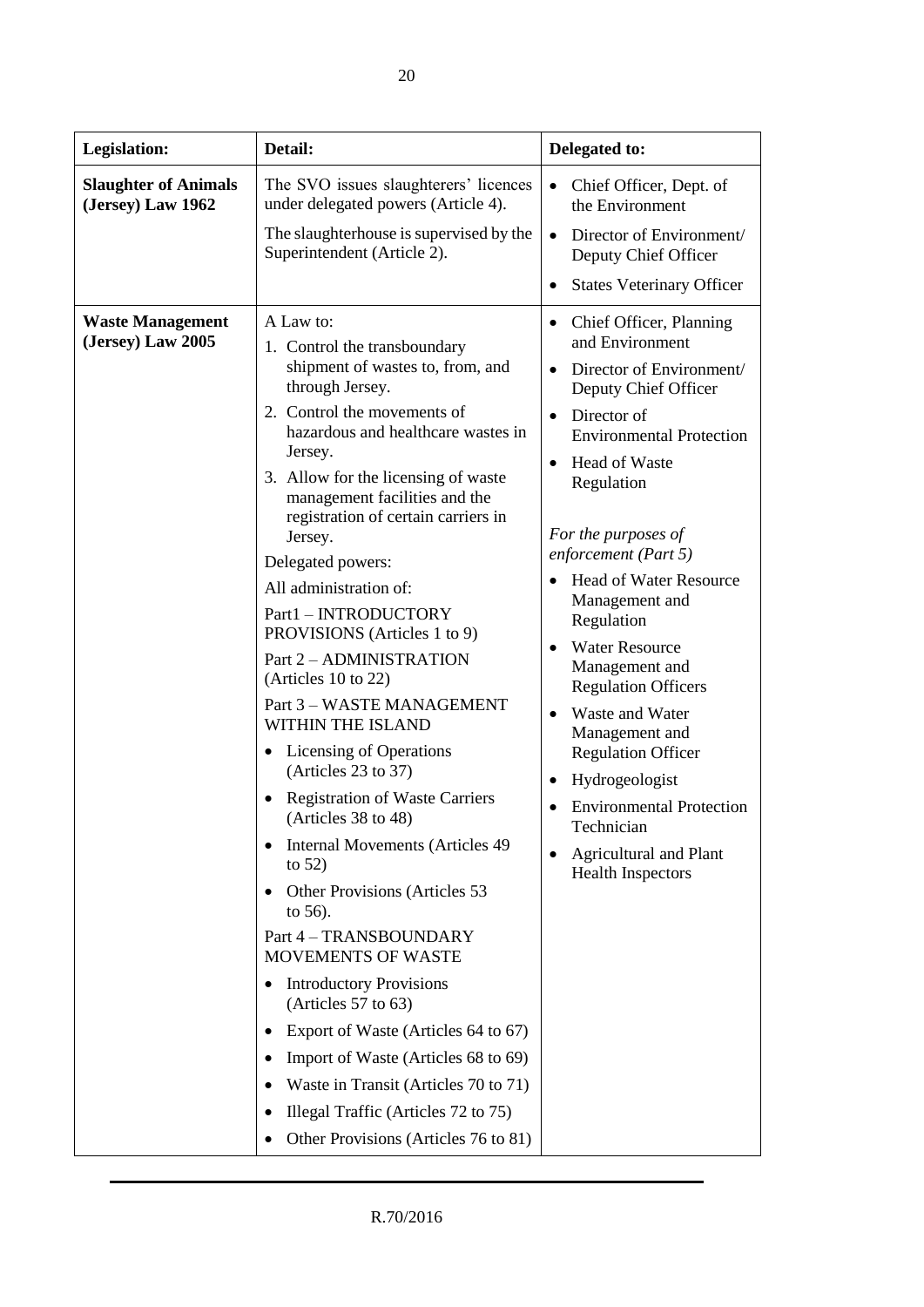| Legislation: | Detail: | Delegated to: |
|---|---|---|
| **Slaughter of Animals (Jersey) Law 1962** | The SVO issues slaughterers' licences under delegated powers (Article 4).<br><br>The slaughterhouse is supervised by the Superintendent (Article 2). | • Chief Officer, Dept. of the Environment<br>• Director of Environment/ Deputy Chief Officer<br>• States Veterinary Officer |
| **Waste Management (Jersey) Law 2005** | A Law to:<br>1. Control the transboundary shipment of wastes to, from, and through Jersey.<br>2. Control the movements of hazardous and healthcare wastes in Jersey.<br>3. Allow for the licensing of waste management facilities and the registration of certain carriers in Jersey.<br><br>Delegated powers:<br><br>All administration of:<br><br>Part1 – INTRODUCTORY PROVISIONS (Articles 1 to 9)<br><br>Part 2 – ADMINISTRATION (Articles 10 to 22)<br><br>Part 3 – WASTE MANAGEMENT WITHIN THE ISLAND<br>• Licensing of Operations (Articles 23 to 37)<br>• Registration of Waste Carriers (Articles 38 to 48)<br>• Internal Movements (Articles 49 to 52)<br>• Other Provisions (Articles 53 to 56).<br><br>Part 4 – TRANSBOUNDARY MOVEMENTS OF WASTE<br>• Introductory Provisions (Articles 57 to 63)<br>• Export of Waste (Articles 64 to 67)<br>• Import of Waste (Articles 68 to 69)<br>• Waste in Transit (Articles 70 to 71)<br>• Illegal Traffic (Articles 72 to 75)<br>• Other Provisions (Articles 76 to 81) | • Chief Officer, Planning and Environment<br>• Director of Environment/ Deputy Chief Officer<br>• Director of Environmental Protection<br>• Head of Waste Regulation<br><br>*For the purposes of enforcement (Part 5)*<br>• Head of Water Resource Management and Regulation<br>• Water Resource Management and Regulation Officers<br>• Waste and Water Management and Regulation Officer<br>• Hydrogeologist<br>• Environmental Protection Technician<br>• Agricultural and Plant Health Inspectors |

R.70/2016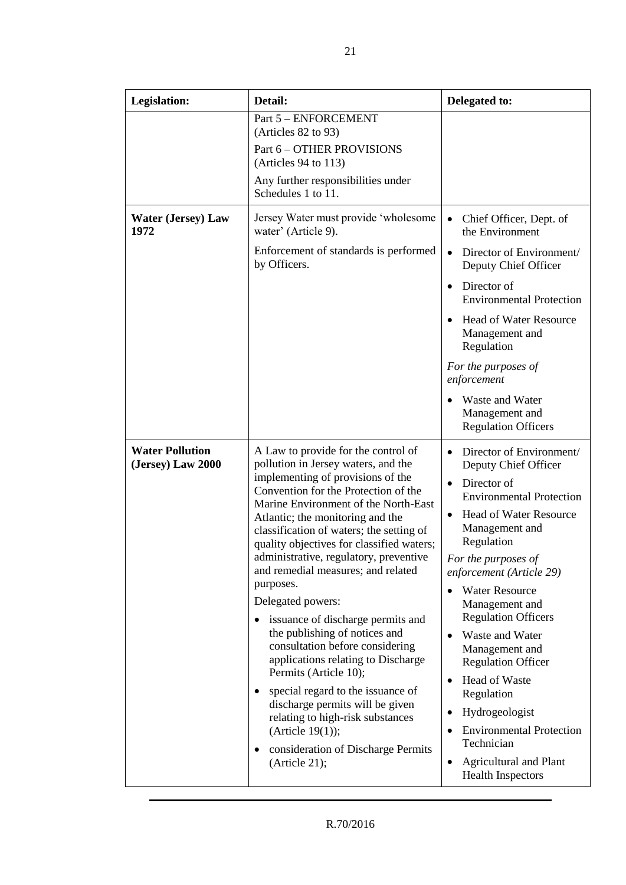| Legislation: | Detail: | Delegated to: |
|---|---|---|
| | Part 5 – ENFORCEMENT (Articles 82 to 93)<br>Part 6 – OTHER PROVISIONS (Articles 94 to 113)<br>Any further responsibilities under Schedules 1 to 11. | |
| **Water (Jersey) Law 1972** | Jersey Water must provide 'wholesome water' (Article 9).<br>Enforcement of standards is performed by Officers. | • Chief Officer, Dept. of the Environment<br>• Director of Environment/ Deputy Chief Officer<br>• Director of Environmental Protection<br>• Head of Water Resource Management and Regulation<br>*For the purposes of enforcement*<br>• Waste and Water Management and Regulation Officers |
| **Water Pollution (Jersey) Law 2000** | A Law to provide for the control of pollution in Jersey waters, and the implementing of provisions of the Convention for the Protection of the Marine Environment of the North-East Atlantic; the monitoring and the classification of waters; the setting of quality objectives for classified waters; administrative, regulatory, preventive and remedial measures; and related purposes.<br>Delegated powers:<br>• issuance of discharge permits and the publishing of notices and consultation before considering applications relating to Discharge Permits (Article 10);<br>• special regard to the issuance of discharge permits will be given relating to high-risk substances (Article 19(1));<br>• consideration of Discharge Permits (Article 21); | • Director of Environment/ Deputy Chief Officer<br>• Director of Environmental Protection<br>• Head of Water Resource Management and Regulation<br>*For the purposes of enforcement (Article 29)*<br>• Water Resource Management and Regulation Officers<br>• Waste and Water Management and Regulation Officer<br>• Head of Waste Regulation<br>• Hydrogeologist<br>• Environmental Protection Technician<br>• Agricultural and Plant Health Inspectors |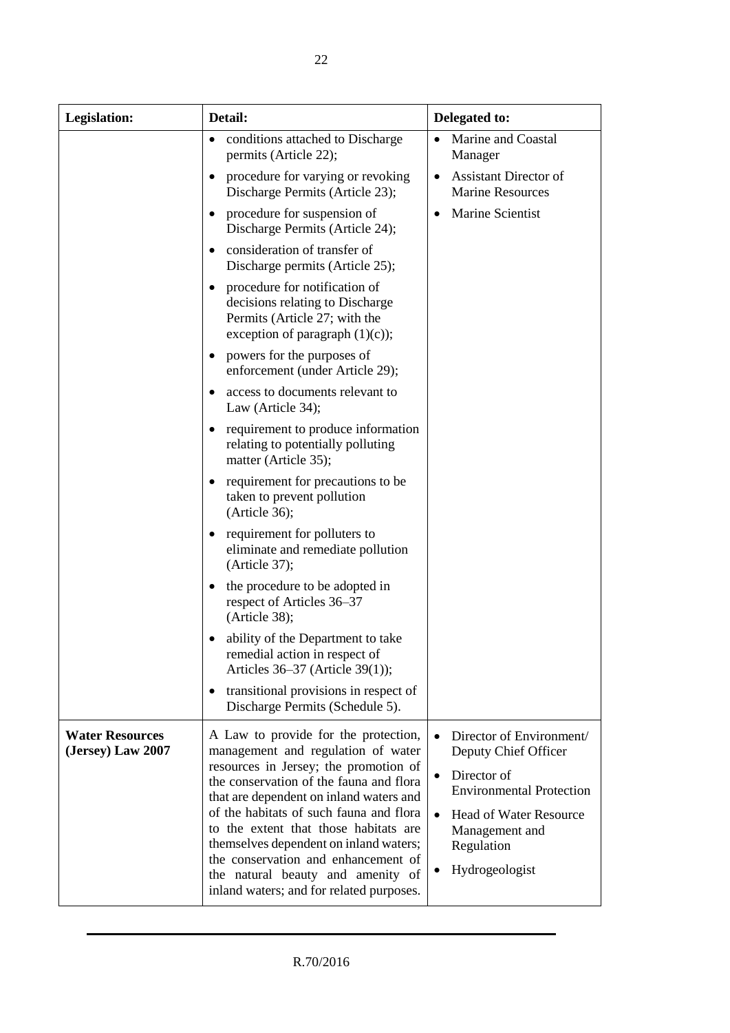| Legislation: | Detail: | Delegated to: |
| --- | --- | --- |
| | • conditions attached to Discharge permits (Article 22);<br>• procedure for varying or revoking Discharge Permits (Article 23);<br>• procedure for suspension of Discharge Permits (Article 24);<br>• consideration of transfer of Discharge permits (Article 25);<br>• procedure for notification of decisions relating to Discharge Permits (Article 27; with the exception of paragraph (1)(c));<br>• powers for the purposes of enforcement (under Article 29);<br>• access to documents relevant to Law (Article 34);<br>• requirement to produce information relating to potentially polluting matter (Article 35);<br>• requirement for precautions to be taken to prevent pollution (Article 36);<br>• requirement for polluters to eliminate and remediate pollution (Article 37);<br>• the procedure to be adopted in respect of Articles 36–37 (Article 38);<br>• ability of the Department to take remedial action in respect of Articles 36–37 (Article 39(1));<br>• transitional provisions in respect of Discharge Permits (Schedule 5). | • Marine and Coastal Manager<br>• Assistant Director of Marine Resources<br>• Marine Scientist |
| **Water Resources (Jersey) Law 2007** | A Law to provide for the protection, management and regulation of water resources in Jersey; the promotion of the conservation of the fauna and flora that are dependent on inland waters and of the habitats of such fauna and flora to the extent that those habitats are themselves dependent on inland waters; the conservation and enhancement of the natural beauty and amenity of inland waters; and for related purposes. | • Director of Environment/ Deputy Chief Officer<br>• Director of Environmental Protection<br>• Head of Water Resource Management and Regulation<br>• Hydrogeologist |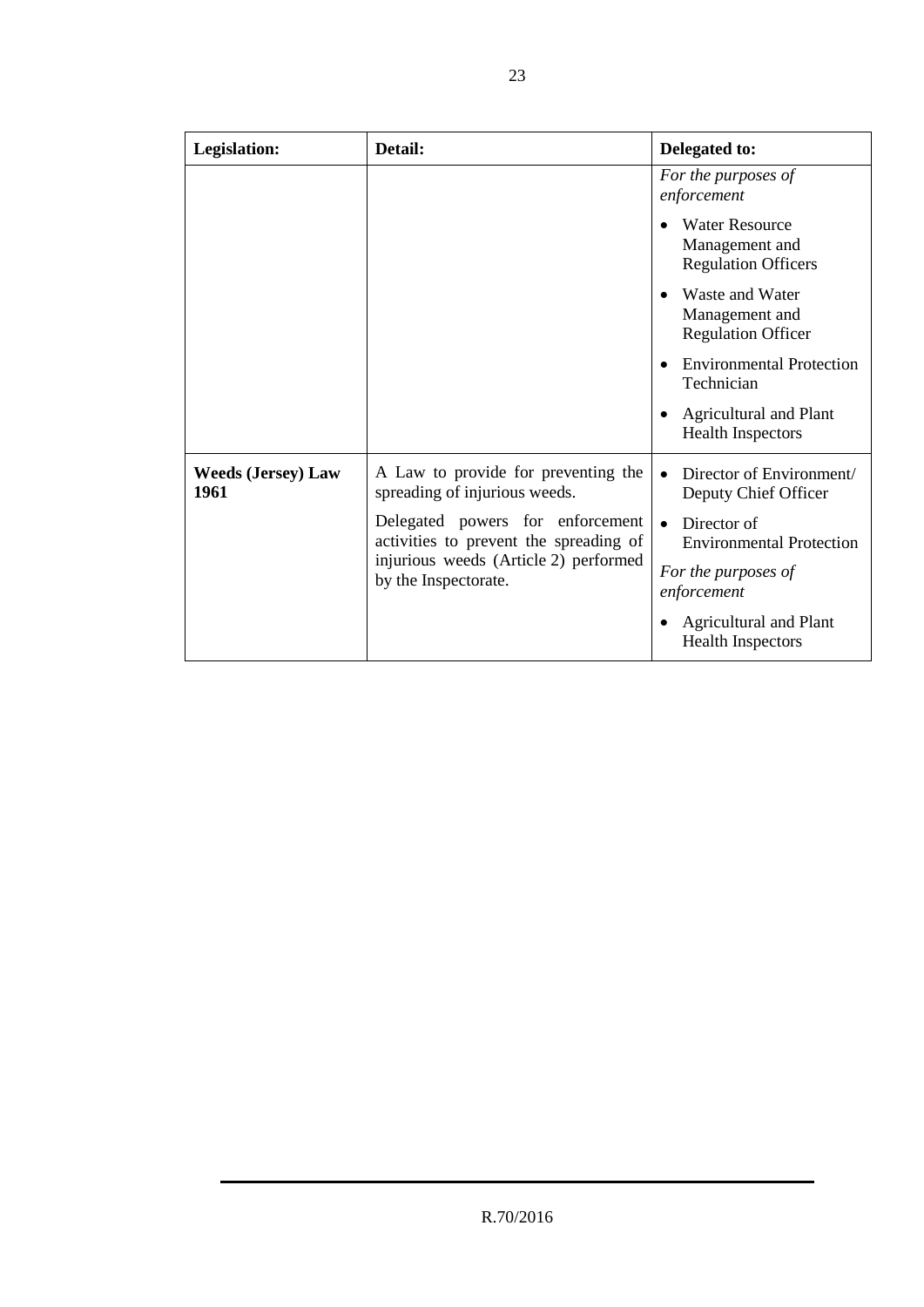| Legislation: | Detail: | Delegated to: |
| --- | --- | --- |
| | | *For the purposes of enforcement*<br>• Water Resource Management and Regulation Officers<br>• Waste and Water Management and Regulation Officer<br>• Environmental Protection Technician<br>• Agricultural and Plant Health Inspectors |
| **Weeds (Jersey) Law 1961** | A Law to provide for preventing the spreading of injurious weeds.<br>Delegated powers for enforcement activities to prevent the spreading of injurious weeds (Article 2) performed by the Inspectorate. | • Director of Environment/ Deputy Chief Officer<br>• Director of Environmental Protection<br>*For the purposes of enforcement*<br>• Agricultural and Plant Health Inspectors |